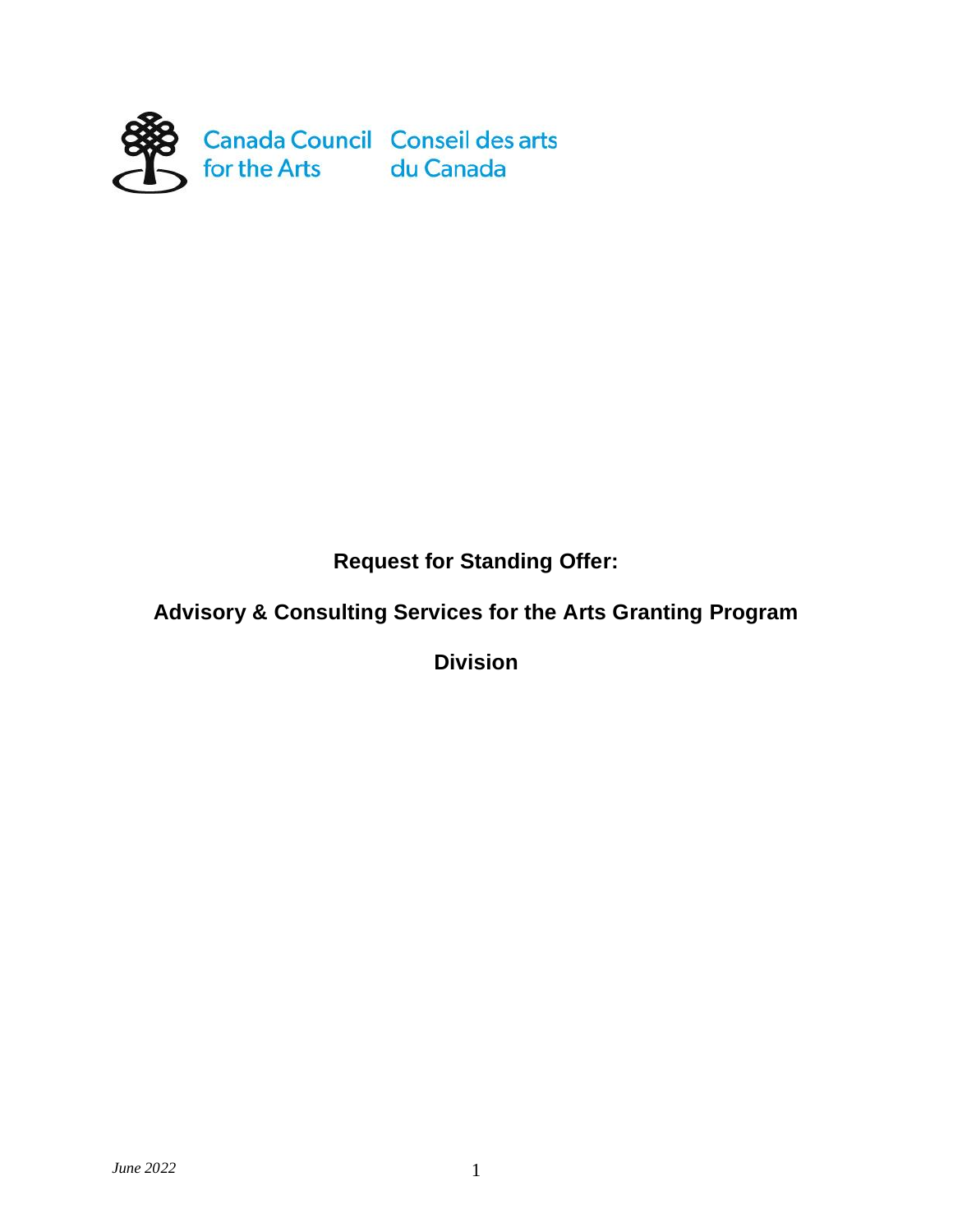Canada Council for the Arts Conseil des arts du Canada

# Request for Standing Offer:

# Advisory & Consulting Services for the Arts Granting Program Division

*June 2022*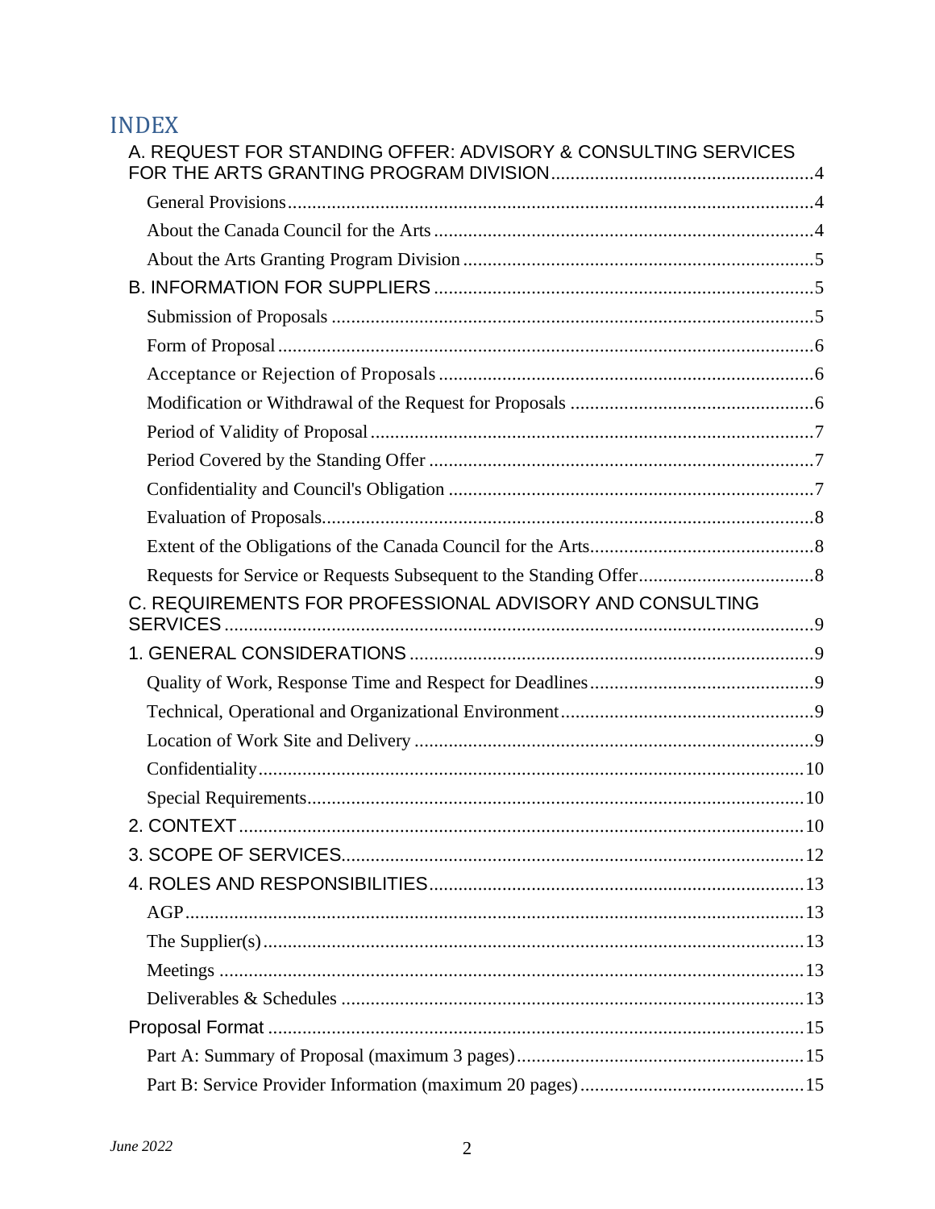# INDEX

A. REQUEST FOR STANDING OFFER: ADVISORY & CONSULTING SERVICES FOR THE ARTS GRANTING PROGRAM DIVISION....................................................4

- General Provisions...........................................................................................4
- About the Canada Council for the Arts.............................................................4
- About the Arts Granting Program Division.......................................................5

B. INFORMATION FOR SUPPLIERS.........................................................................5

- Submission of Proposals..................................................................................5
- Form of Proposal.............................................................................................6
- Acceptance or Rejection of Proposals...............................................................6
- Modification or Withdrawal of the Request for Proposals..................................6
- Period of Validity of Proposal............................................................................7
- Period Covered by the Standing Offer...............................................................7
- Confidentiality and Council's Obligation...........................................................7
- Evaluation of Proposals....................................................................................8
- Extent of the Obligations of the Canada Council for the Arts.............................8
- Requests for Service or Requests Subsequent to the Standing Offer...................8

C. REQUIREMENTS FOR PROFESSIONAL ADVISORY AND CONSULTING SERVICES....................................................................................................9

1. GENERAL CONSIDERATIONS..........................................................................9

- Quality of Work, Response Time and Respect for Deadlines..............................9
- Technical, Operational and Organizational Environment...................................9
- Location of Work Site and Delivery..................................................................9
- Confidentiality...............................................................................................10
- Special Requirements.....................................................................................10

2. CONTEXT.......................................................................................................10

3. SCOPE OF SERVICES.......................................................................................12

4. ROLES AND RESPONSIBILITIES......................................................................13

- AGP...............................................................................................................13
- The Supplier(s)...............................................................................................13
- Meetings.......................................................................................................13
- Deliverables & Schedules...............................................................................13

Proposal Format..................................................................................................15

- Part A: Summary of Proposal (maximum 3 pages)...........................................15
- Part B: Service Provider Information (maximum 20 pages)...............................15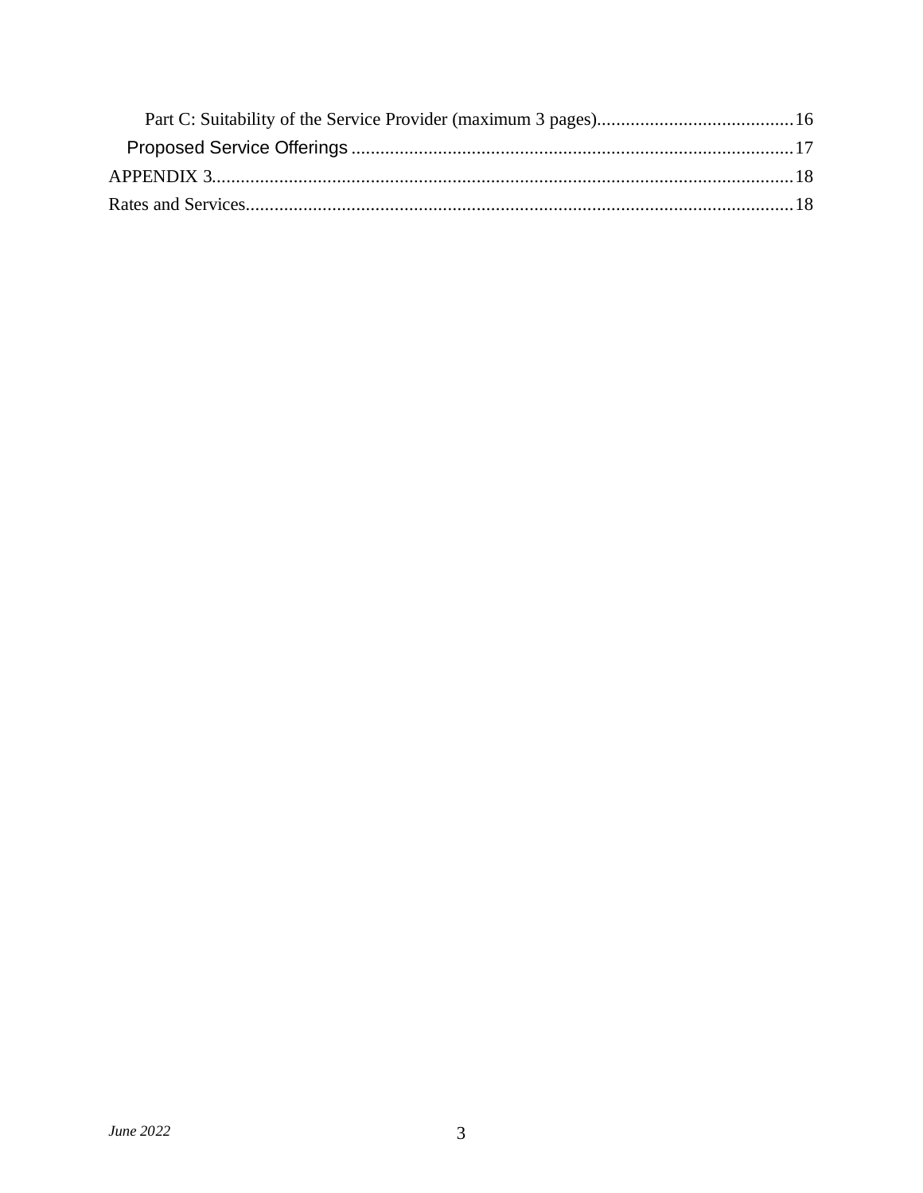Part C: Suitability of the Service Provider (maximum 3 pages)........................................16

Proposed Service Offerings..........................................................................................17

APPENDIX 3........................................................................................................................18

Rates and Services................................................................................................................18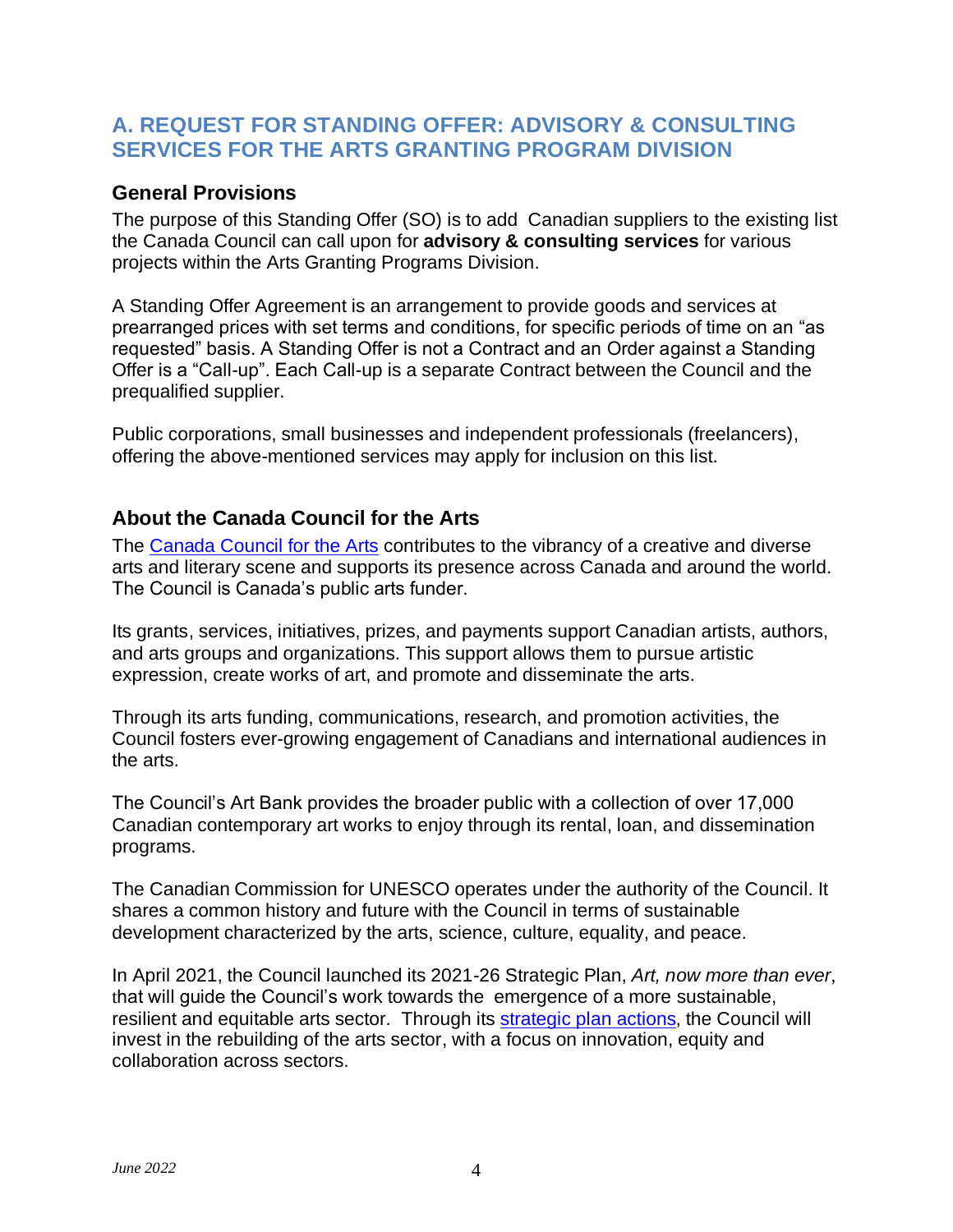## A. REQUEST FOR STANDING OFFER: ADVISORY & CONSULTING SERVICES FOR THE ARTS GRANTING PROGRAM DIVISION

### General Provisions

The purpose of this Standing Offer (SO) is to add Canadian suppliers to the existing list the Canada Council can call upon for **advisory & consulting services** for various projects within the Arts Granting Programs Division.

A Standing Offer Agreement is an arrangement to provide goods and services at prearranged prices with set terms and conditions, for specific periods of time on an "as requested" basis. A Standing Offer is not a Contract and an Order against a Standing Offer is a "Call-up". Each Call-up is a separate Contract between the Council and the prequalified supplier.

Public corporations, small businesses and independent professionals (freelancers), offering the above-mentioned services may apply for inclusion on this list.

### About the Canada Council for the Arts

The Canada Council for the Arts contributes to the vibrancy of a creative and diverse arts and literary scene and supports its presence across Canada and around the world. The Council is Canada's public arts funder.

Its grants, services, initiatives, prizes, and payments support Canadian artists, authors, and arts groups and organizations. This support allows them to pursue artistic expression, create works of art, and promote and disseminate the arts.

Through its arts funding, communications, research, and promotion activities, the Council fosters ever-growing engagement of Canadians and international audiences in the arts.

The Council's Art Bank provides the broader public with a collection of over 17,000 Canadian contemporary art works to enjoy through its rental, loan, and dissemination programs.

The Canadian Commission for UNESCO operates under the authority of the Council. It shares a common history and future with the Council in terms of sustainable development characterized by the arts, science, culture, equality, and peace.

In April 2021, the Council launched its 2021-26 Strategic Plan, *Art, now more than ever*, that will guide the Council's work towards the emergence of a more sustainable, resilient and equitable arts sector. Through its strategic plan actions, the Council will invest in the rebuilding of the arts sector, with a focus on innovation, equity and collaboration across sectors.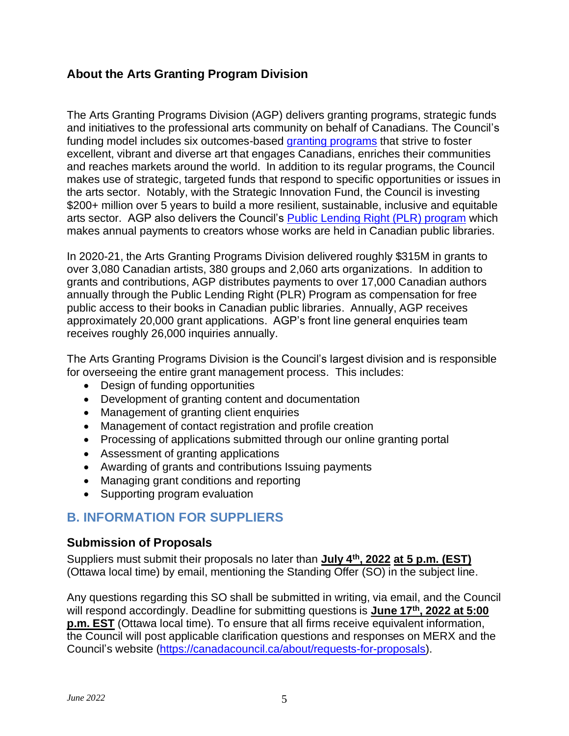### About the Arts Granting Program Division

The Arts Granting Programs Division (AGP) delivers granting programs, strategic funds and initiatives to the professional arts community on behalf of Canadians. The Council's funding model includes six outcomes-based [granting programs](https://canadacouncil.ca) that strive to foster excellent, vibrant and diverse art that engages Canadians, enriches their communities and reaches markets around the world. In addition to its regular programs, the Council makes use of strategic, targeted funds that respond to specific opportunities or issues in the arts sector. Notably, with the Strategic Innovation Fund, the Council is investing $200+ million over 5 years to build a more resilient, sustainable, inclusive and equitable arts sector. AGP also delivers the Council's Public Lending Right (PLR) program which makes annual payments to creators whose works are held in Canadian public libraries.

In 2020-21, the Arts Granting Programs Division delivered roughly $315M in grants to over 3,080 Canadian artists, 380 groups and 2,060 arts organizations. In addition to grants and contributions, AGP distributes payments to over 17,000 Canadian authors annually through the Public Lending Right (PLR) Program as compensation for free public access to their books in Canadian public libraries. Annually, AGP receives approximately 20,000 grant applications. AGP's front line general enquiries team receives roughly 26,000 inquiries annually.

The Arts Granting Programs Division is the Council's largest division and is responsible for overseeing the entire grant management process. This includes:

- Design of funding opportunities
- Development of granting content and documentation
- Management of granting client enquiries
- Management of contact registration and profile creation
- Processing of applications submitted through our online granting portal
- Assessment of granting applications
- Awarding of grants and contributions Issuing payments
- Managing grant conditions and reporting
- Supporting program evaluation

## B. INFORMATION FOR SUPPLIERS

### Submission of Proposals

Suppliers must submit their proposals no later than **July 4th, 2022 at 5 p.m. (EST)** (Ottawa local time) by email, mentioning the Standing Offer (SO) in the subject line.

Any questions regarding this SO shall be submitted in writing, via email, and the Council will respond accordingly. Deadline for submitting questions is **June 17th, 2022 at 5:00 p.m. EST** (Ottawa local time). To ensure that all firms receive equivalent information, the Council will post applicable clarification questions and responses on MERX and the Council's website (https://canadacouncil.ca/about/requests-for-proposals).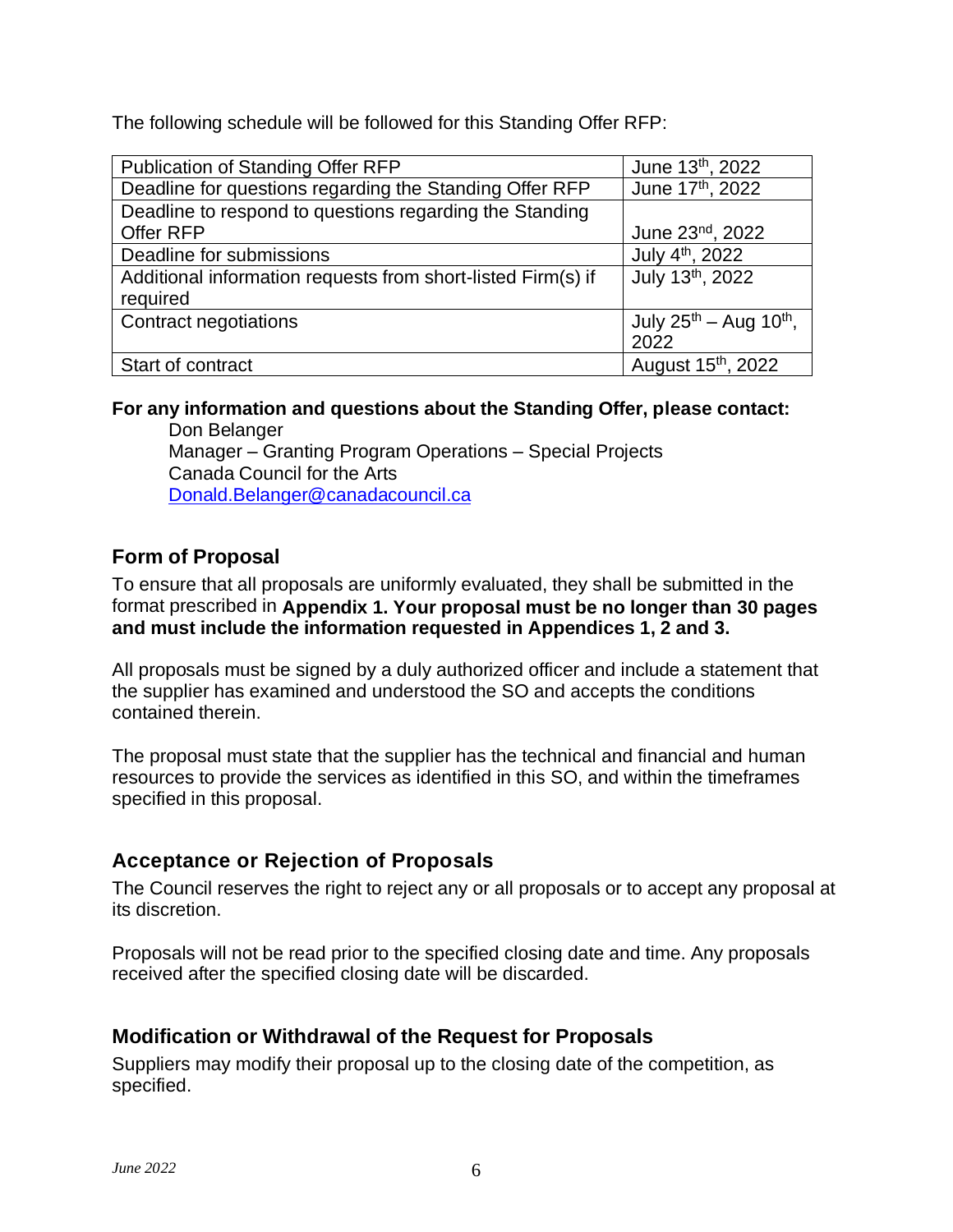The following schedule will be followed for this Standing Offer RFP:

| | |
|---|---|
| Publication of Standing Offer RFP | June 13th, 2022 |
| Deadline for questions regarding the Standing Offer RFP | June 17th, 2022 |
| Deadline to respond to questions regarding the Standing Offer RFP | June 23nd, 2022 |
| Deadline for submissions | July 4th, 2022 |
| Additional information requests from short-listed Firm(s) if required | July 13th, 2022 |
| Contract negotiations | July 25th – Aug 10th, 2022 |
| Start of contract | August 15th, 2022 |

**For any information and questions about the Standing Offer, please contact:**

Don Belanger
Manager – Granting Program Operations – Special Projects
Canada Council for the Arts
Donald.Belanger@canadacouncil.ca

## Form of Proposal

To ensure that all proposals are uniformly evaluated, they shall be submitted in the format prescribed in **Appendix 1. Your proposal must be no longer than 30 pages and must include the information requested in Appendices 1, 2 and 3.**

All proposals must be signed by a duly authorized officer and include a statement that the supplier has examined and understood the SO and accepts the conditions contained therein.

The proposal must state that the supplier has the technical and financial and human resources to provide the services as identified in this SO, and within the timeframes specified in this proposal.

## Acceptance or Rejection of Proposals

The Council reserves the right to reject any or all proposals or to accept any proposal at its discretion.

Proposals will not be read prior to the specified closing date and time. Any proposals received after the specified closing date will be discarded.

## Modification or Withdrawal of the Request for Proposals

Suppliers may modify their proposal up to the closing date of the competition, as specified.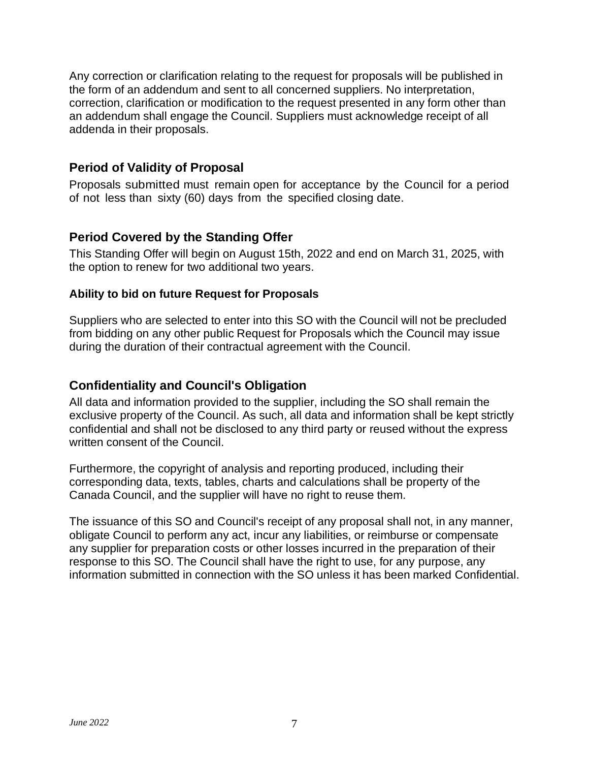Any correction or clarification relating to the request for proposals will be published in the form of an addendum and sent to all concerned suppliers. No interpretation, correction, clarification or modification to the request presented in any form other than an addendum shall engage the Council. Suppliers must acknowledge receipt of all addenda in their proposals.

## Period of Validity of Proposal

Proposals submitted must remain open for acceptance by the Council for a period of not less than sixty (60) days from the specified closing date.

## Period Covered by the Standing Offer

This Standing Offer will begin on August 15th, 2022 and end on March 31, 2025, with the option to renew for two additional two years.

### Ability to bid on future Request for Proposals

Suppliers who are selected to enter into this SO with the Council will not be precluded from bidding on any other public Request for Proposals which the Council may issue during the duration of their contractual agreement with the Council.

## Confidentiality and Council's Obligation

All data and information provided to the supplier, including the SO shall remain the exclusive property of the Council. As such, all data and information shall be kept strictly confidential and shall not be disclosed to any third party or reused without the express written consent of the Council.

Furthermore, the copyright of analysis and reporting produced, including their corresponding data, texts, tables, charts and calculations shall be property of the Canada Council, and the supplier will have no right to reuse them.

The issuance of this SO and Council's receipt of any proposal shall not, in any manner, obligate Council to perform any act, incur any liabilities, or reimburse or compensate any supplier for preparation costs or other losses incurred in the preparation of their response to this SO. The Council shall have the right to use, for any purpose, any information submitted in connection with the SO unless it has been marked Confidential.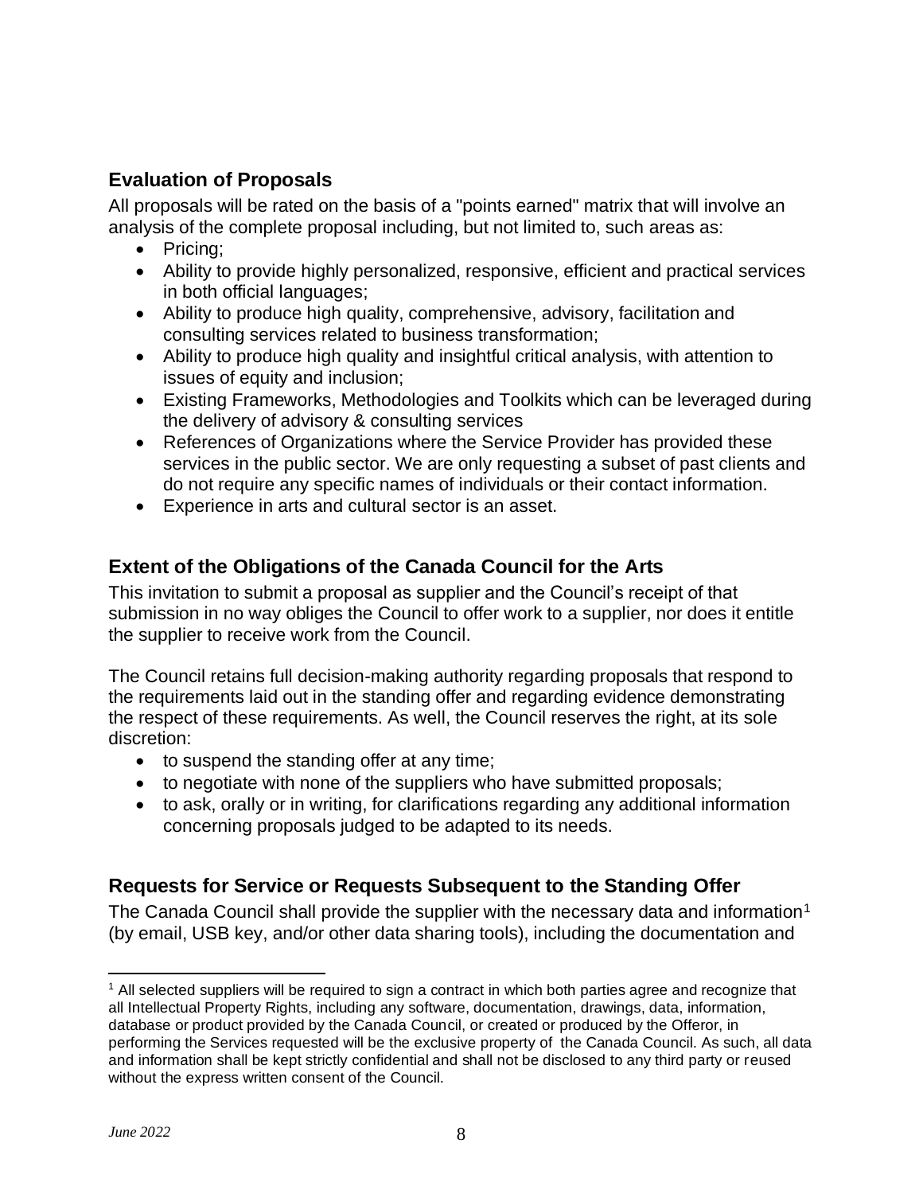## Evaluation of Proposals

All proposals will be rated on the basis of a "points earned" matrix that will involve an analysis of the complete proposal including, but not limited to, such areas as:

- Pricing;
- Ability to provide highly personalized, responsive, efficient and practical services in both official languages;
- Ability to produce high quality, comprehensive, advisory, facilitation and consulting services related to business transformation;
- Ability to produce high quality and insightful critical analysis, with attention to issues of equity and inclusion;
- Existing Frameworks, Methodologies and Toolkits which can be leveraged during the delivery of advisory & consulting services
- References of Organizations where the Service Provider has provided these services in the public sector. We are only requesting a subset of past clients and do not require any specific names of individuals or their contact information.
- Experience in arts and cultural sector is an asset.

## Extent of the Obligations of the Canada Council for the Arts

This invitation to submit a proposal as supplier and the Council's receipt of that submission in no way obliges the Council to offer work to a supplier, nor does it entitle the supplier to receive work from the Council.

The Council retains full decision-making authority regarding proposals that respond to the requirements laid out in the standing offer and regarding evidence demonstrating the respect of these requirements. As well, the Council reserves the right, at its sole discretion:

- to suspend the standing offer at any time;
- to negotiate with none of the suppliers who have submitted proposals;
- to ask, orally or in writing, for clarifications regarding any additional information concerning proposals judged to be adapted to its needs.

## Requests for Service or Requests Subsequent to the Standing Offer

The Canada Council shall provide the supplier with the necessary data and information[1] (by email, USB key, and/or other data sharing tools), including the documentation and

[1] All selected suppliers will be required to sign a contract in which both parties agree and recognize that all Intellectual Property Rights, including any software, documentation, drawings, data, information, database or product provided by the Canada Council, or created or produced by the Offeror, in performing the Services requested will be the exclusive property of the Canada Council. As such, all data and information shall be kept strictly confidential and shall not be disclosed to any third party or reused without the express written consent of the Council.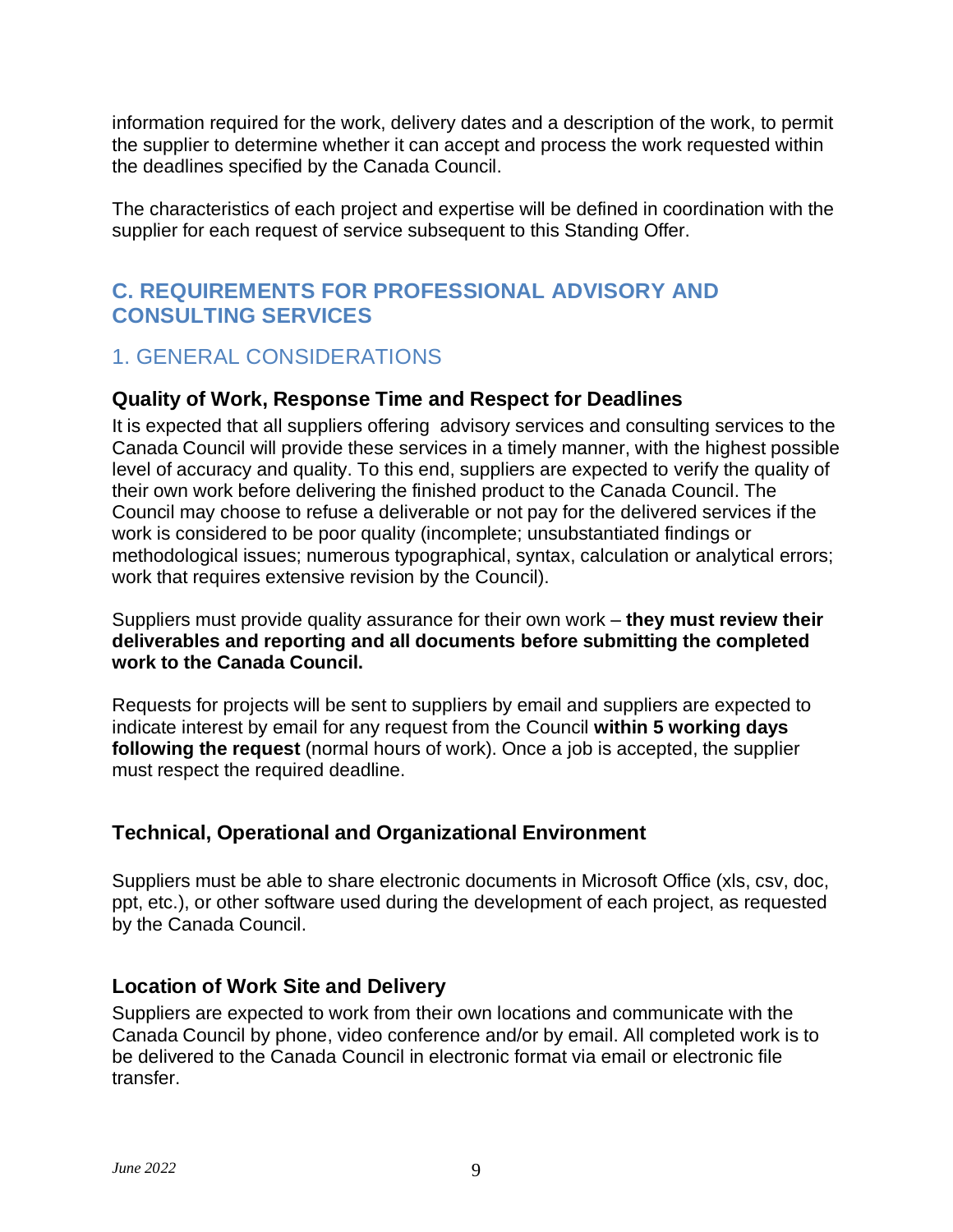information required for the work, delivery dates and a description of the work, to permit the supplier to determine whether it can accept and process the work requested within the deadlines specified by the Canada Council.

The characteristics of each project and expertise will be defined in coordination with the supplier for each request of service subsequent to this Standing Offer.

## C. REQUIREMENTS FOR PROFESSIONAL ADVISORY AND CONSULTING SERVICES

### 1. GENERAL CONSIDERATIONS

#### Quality of Work, Response Time and Respect for Deadlines

It is expected that all suppliers offering advisory services and consulting services to the Canada Council will provide these services in a timely manner, with the highest possible level of accuracy and quality. To this end, suppliers are expected to verify the quality of their own work before delivering the finished product to the Canada Council. The Council may choose to refuse a deliverable or not pay for the delivered services if the work is considered to be poor quality (incomplete; unsubstantiated findings or methodological issues; numerous typographical, syntax, calculation or analytical errors; work that requires extensive revision by the Council).

Suppliers must provide quality assurance for their own work – **they must review their deliverables and reporting and all documents before submitting the completed work to the Canada Council.**

Requests for projects will be sent to suppliers by email and suppliers are expected to indicate interest by email for any request from the Council **within 5 working days following the request** (normal hours of work). Once a job is accepted, the supplier must respect the required deadline.

#### Technical, Operational and Organizational Environment

Suppliers must be able to share electronic documents in Microsoft Office (xls, csv, doc, ppt, etc.), or other software used during the development of each project, as requested by the Canada Council.

#### Location of Work Site and Delivery

Suppliers are expected to work from their own locations and communicate with the Canada Council by phone, video conference and/or by email. All completed work is to be delivered to the Canada Council in electronic format via email or electronic file transfer.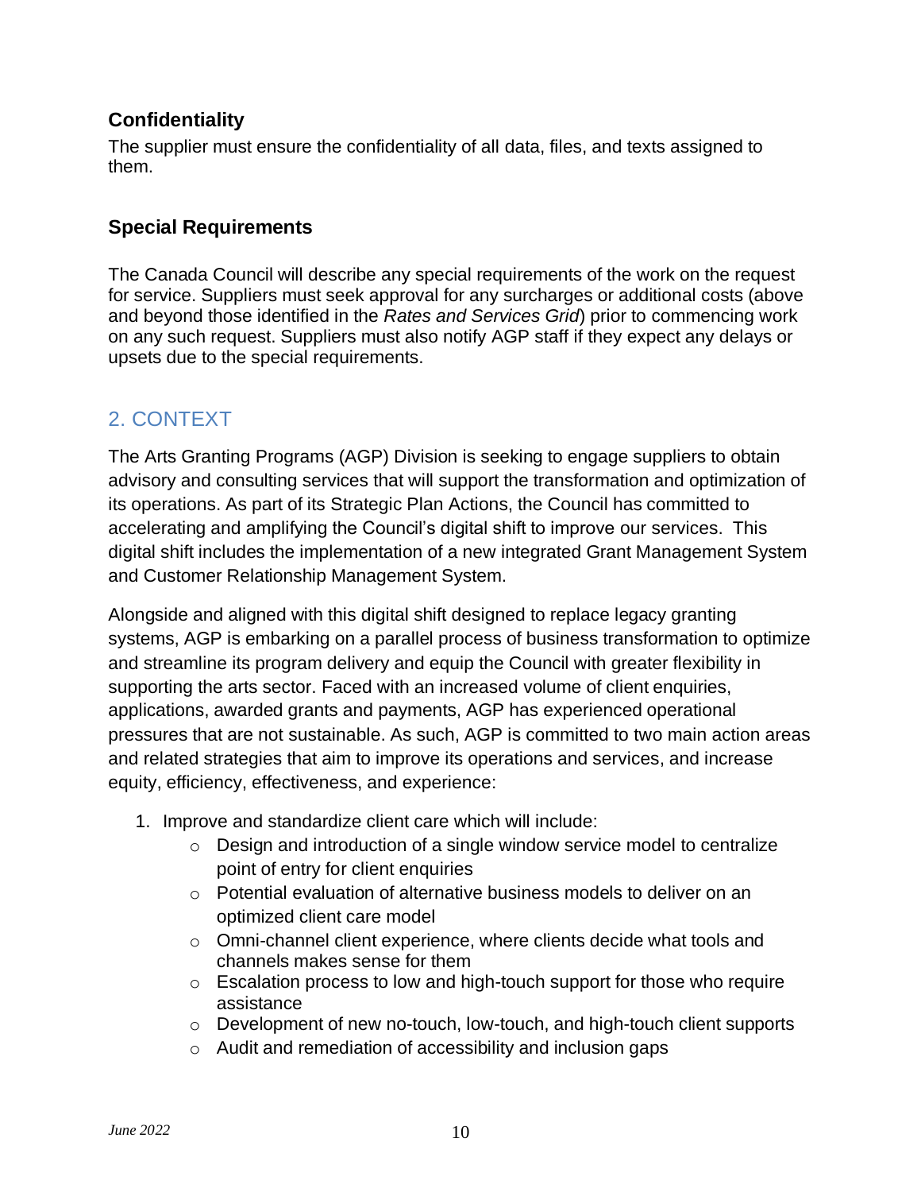### Confidentiality

The supplier must ensure the confidentiality of all data, files, and texts assigned to them.

### Special Requirements

The Canada Council will describe any special requirements of the work on the request for service. Suppliers must seek approval for any surcharges or additional costs (above and beyond those identified in the *Rates and Services Grid*) prior to commencing work on any such request. Suppliers must also notify AGP staff if they expect any delays or upsets due to the special requirements.

## 2. CONTEXT

The Arts Granting Programs (AGP) Division is seeking to engage suppliers to obtain advisory and consulting services that will support the transformation and optimization of its operations. As part of its Strategic Plan Actions, the Council has committed to accelerating and amplifying the Council's digital shift to improve our services. This digital shift includes the implementation of a new integrated Grant Management System and Customer Relationship Management System.

Alongside and aligned with this digital shift designed to replace legacy granting systems, AGP is embarking on a parallel process of business transformation to optimize and streamline its program delivery and equip the Council with greater flexibility in supporting the arts sector. Faced with an increased volume of client enquiries, applications, awarded grants and payments, AGP has experienced operational pressures that are not sustainable. As such, AGP is committed to two main action areas and related strategies that aim to improve its operations and services, and increase equity, efficiency, effectiveness, and experience:

1. Improve and standardize client care which will include:
   - Design and introduction of a single window service model to centralize point of entry for client enquiries
   - Potential evaluation of alternative business models to deliver on an optimized client care model
   - Omni-channel client experience, where clients decide what tools and channels makes sense for them
   - Escalation process to low and high-touch support for those who require assistance
   - Development of new no-touch, low-touch, and high-touch client supports
   - Audit and remediation of accessibility and inclusion gaps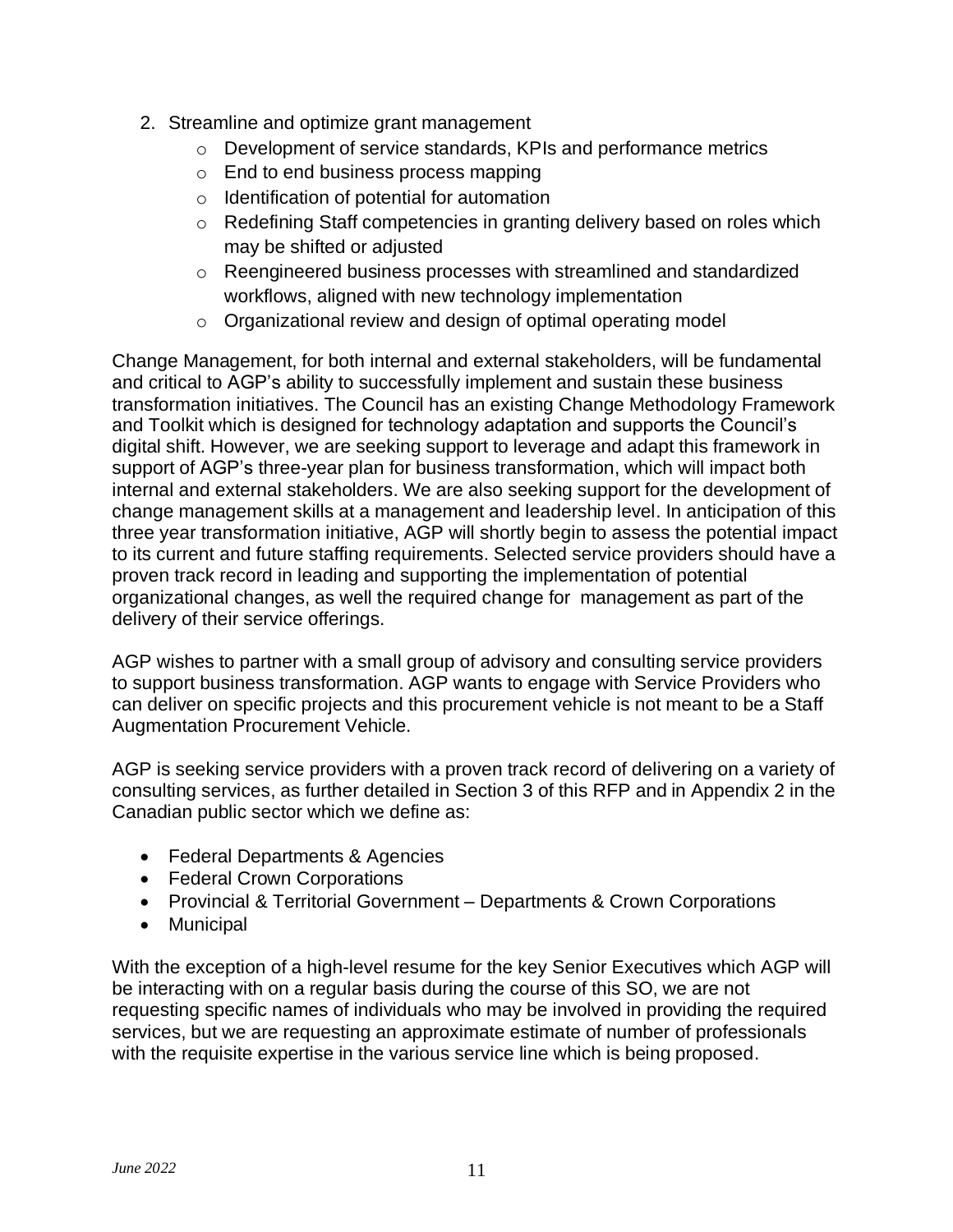2. Streamline and optimize grant management
    - Development of service standards, KPIs and performance metrics
    - End to end business process mapping
    - Identification of potential for automation
    - Redefining Staff competencies in granting delivery based on roles which may be shifted or adjusted
    - Reengineered business processes with streamlined and standardized workflows, aligned with new technology implementation
    - Organizational review and design of optimal operating model

Change Management, for both internal and external stakeholders, will be fundamental and critical to AGP's ability to successfully implement and sustain these business transformation initiatives. The Council has an existing Change Methodology Framework and Toolkit which is designed for technology adaptation and supports the Council's digital shift. However, we are seeking support to leverage and adapt this framework in support of AGP's three-year plan for business transformation, which will impact both internal and external stakeholders. We are also seeking support for the development of change management skills at a management and leadership level. In anticipation of this three year transformation initiative, AGP will shortly begin to assess the potential impact to its current and future staffing requirements. Selected service providers should have a proven track record in leading and supporting the implementation of potential organizational changes, as well the required change for management as part of the delivery of their service offerings.

AGP wishes to partner with a small group of advisory and consulting service providers to support business transformation. AGP wants to engage with Service Providers who can deliver on specific projects and this procurement vehicle is not meant to be a Staff Augmentation Procurement Vehicle.

AGP is seeking service providers with a proven track record of delivering on a variety of consulting services, as further detailed in Section 3 of this RFP and in Appendix 2 in the Canadian public sector which we define as:

- Federal Departments & Agencies
- Federal Crown Corporations
- Provincial & Territorial Government – Departments & Crown Corporations
- Municipal

With the exception of a high-level resume for the key Senior Executives which AGP will be interacting with on a regular basis during the course of this SO, we are not requesting specific names of individuals who may be involved in providing the required services, but we are requesting an approximate estimate of number of professionals with the requisite expertise in the various service line which is being proposed.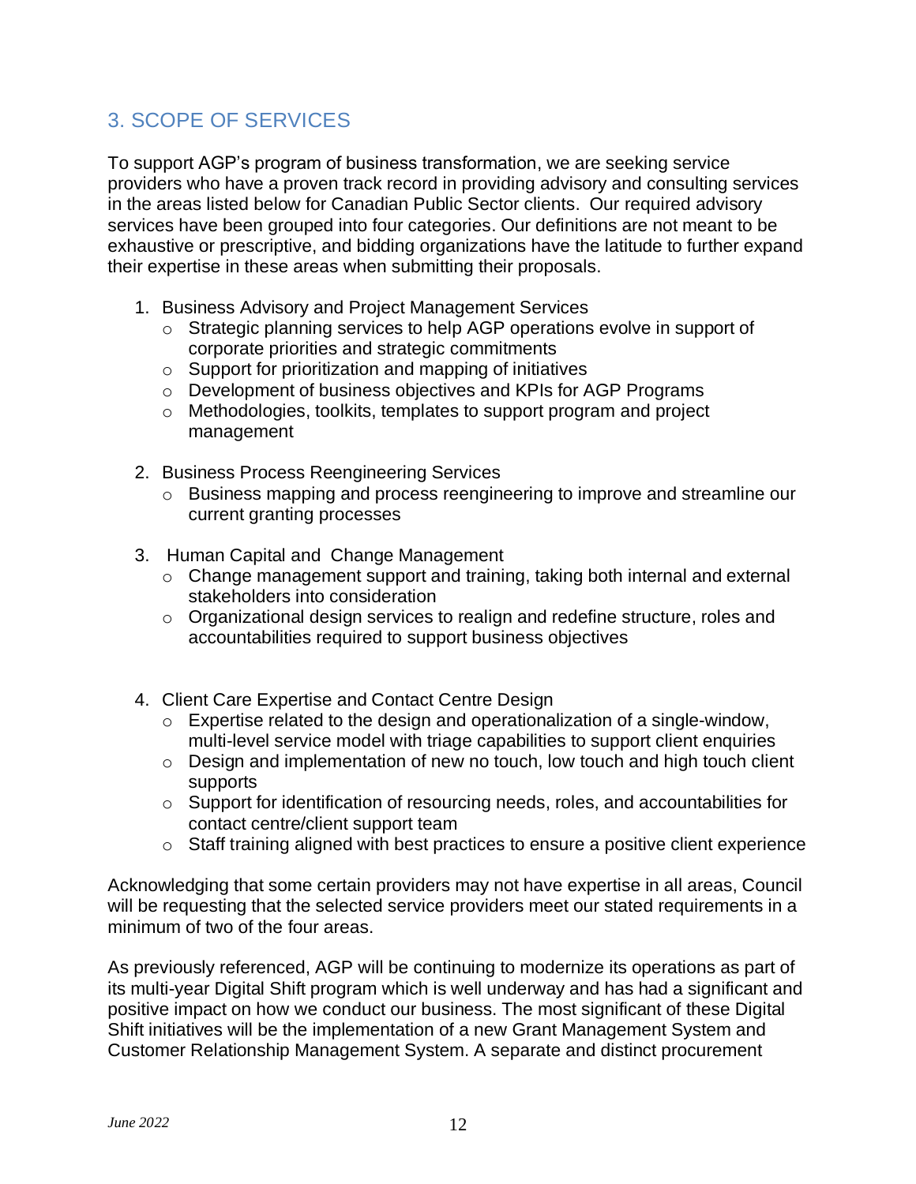## 3. SCOPE OF SERVICES

To support AGP's program of business transformation, we are seeking service providers who have a proven track record in providing advisory and consulting services in the areas listed below for Canadian Public Sector clients. Our required advisory services have been grouped into four categories. Our definitions are not meant to be exhaustive or prescriptive, and bidding organizations have the latitude to further expand their expertise in these areas when submitting their proposals.

1. Business Advisory and Project Management Services
   - Strategic planning services to help AGP operations evolve in support of corporate priorities and strategic commitments
   - Support for prioritization and mapping of initiatives
   - Development of business objectives and KPIs for AGP Programs
   - Methodologies, toolkits, templates to support program and project management

2. Business Process Reengineering Services
   - Business mapping and process reengineering to improve and streamline our current granting processes

3. Human Capital and Change Management
   - Change management support and training, taking both internal and external stakeholders into consideration
   - Organizational design services to realign and redefine structure, roles and accountabilities required to support business objectives

4. Client Care Expertise and Contact Centre Design
   - Expertise related to the design and operationalization of a single-window, multi-level service model with triage capabilities to support client enquiries
   - Design and implementation of new no touch, low touch and high touch client supports
   - Support for identification of resourcing needs, roles, and accountabilities for contact centre/client support team
   - Staff training aligned with best practices to ensure a positive client experience

Acknowledging that some certain providers may not have expertise in all areas, Council will be requesting that the selected service providers meet our stated requirements in a minimum of two of the four areas.

As previously referenced, AGP will be continuing to modernize its operations as part of its multi-year Digital Shift program which is well underway and has had a significant and positive impact on how we conduct our business. The most significant of these Digital Shift initiatives will be the implementation of a new Grant Management System and Customer Relationship Management System. A separate and distinct procurement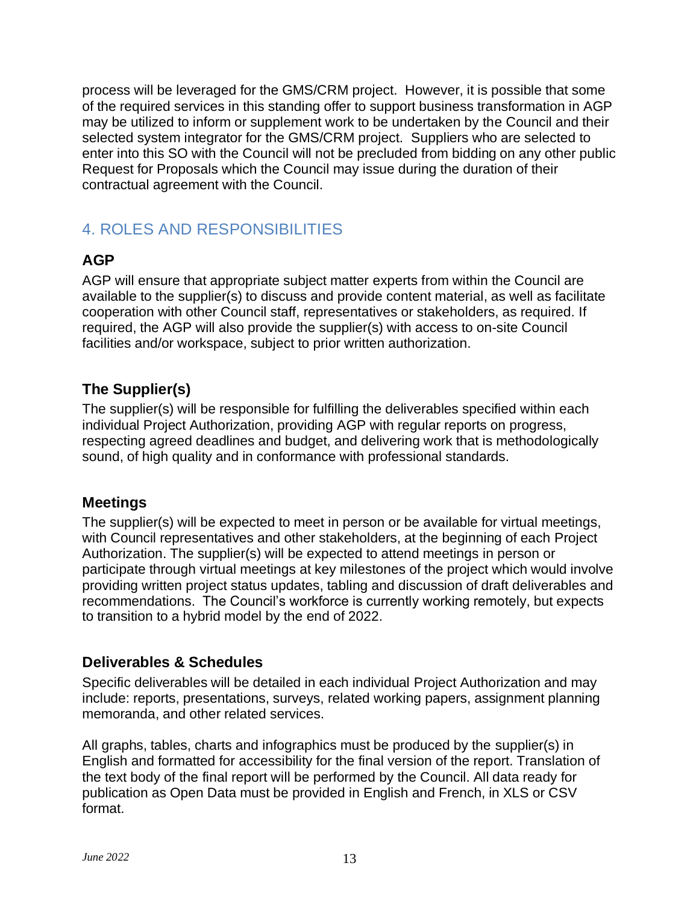process will be leveraged for the GMS/CRM project. However, it is possible that some of the required services in this standing offer to support business transformation in AGP may be utilized to inform or supplement work to be undertaken by the Council and their selected system integrator for the GMS/CRM project. Suppliers who are selected to enter into this SO with the Council will not be precluded from bidding on any other public Request for Proposals which the Council may issue during the duration of their contractual agreement with the Council.

## 4. ROLES AND RESPONSIBILITIES

### AGP

AGP will ensure that appropriate subject matter experts from within the Council are available to the supplier(s) to discuss and provide content material, as well as facilitate cooperation with other Council staff, representatives or stakeholders, as required. If required, the AGP will also provide the supplier(s) with access to on-site Council facilities and/or workspace, subject to prior written authorization.

### The Supplier(s)

The supplier(s) will be responsible for fulfilling the deliverables specified within each individual Project Authorization, providing AGP with regular reports on progress, respecting agreed deadlines and budget, and delivering work that is methodologically sound, of high quality and in conformance with professional standards.

### Meetings

The supplier(s) will be expected to meet in person or be available for virtual meetings, with Council representatives and other stakeholders, at the beginning of each Project Authorization. The supplier(s) will be expected to attend meetings in person or participate through virtual meetings at key milestones of the project which would involve providing written project status updates, tabling and discussion of draft deliverables and recommendations. The Council's workforce is currently working remotely, but expects to transition to a hybrid model by the end of 2022.

### Deliverables & Schedules

Specific deliverables will be detailed in each individual Project Authorization and may include: reports, presentations, surveys, related working papers, assignment planning memoranda, and other related services.

All graphs, tables, charts and infographics must be produced by the supplier(s) in English and formatted for accessibility for the final version of the report. Translation of the text body of the final report will be performed by the Council. All data ready for publication as Open Data must be provided in English and French, in XLS or CSV format.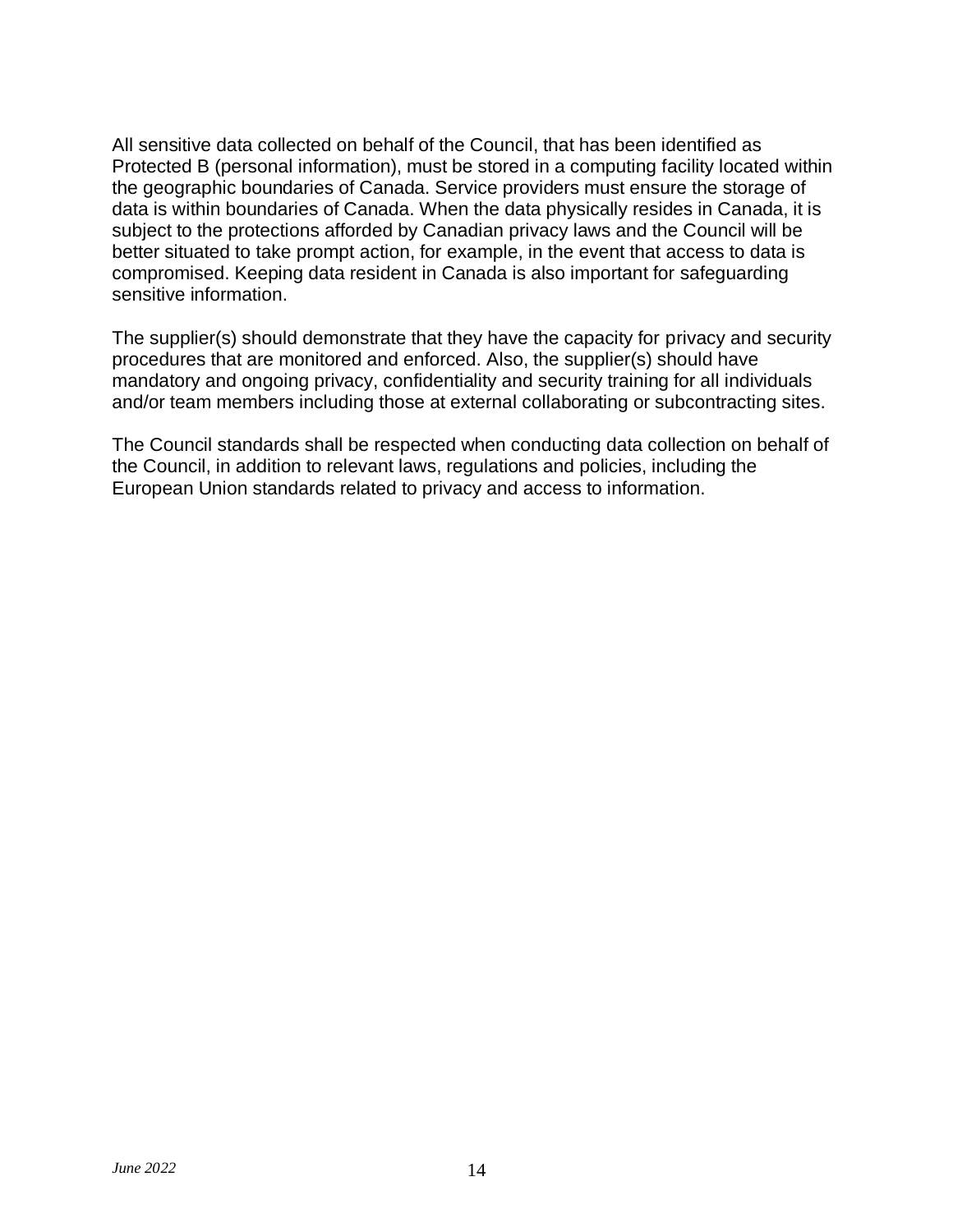All sensitive data collected on behalf of the Council, that has been identified as Protected B (personal information), must be stored in a computing facility located within the geographic boundaries of Canada. Service providers must ensure the storage of data is within boundaries of Canada. When the data physically resides in Canada, it is subject to the protections afforded by Canadian privacy laws and the Council will be better situated to take prompt action, for example, in the event that access to data is compromised. Keeping data resident in Canada is also important for safeguarding sensitive information.

The supplier(s) should demonstrate that they have the capacity for privacy and security procedures that are monitored and enforced. Also, the supplier(s) should have mandatory and ongoing privacy, confidentiality and security training for all individuals and/or team members including those at external collaborating or subcontracting sites.

The Council standards shall be respected when conducting data collection on behalf of the Council, in addition to relevant laws, regulations and policies, including the European Union standards related to privacy and access to information.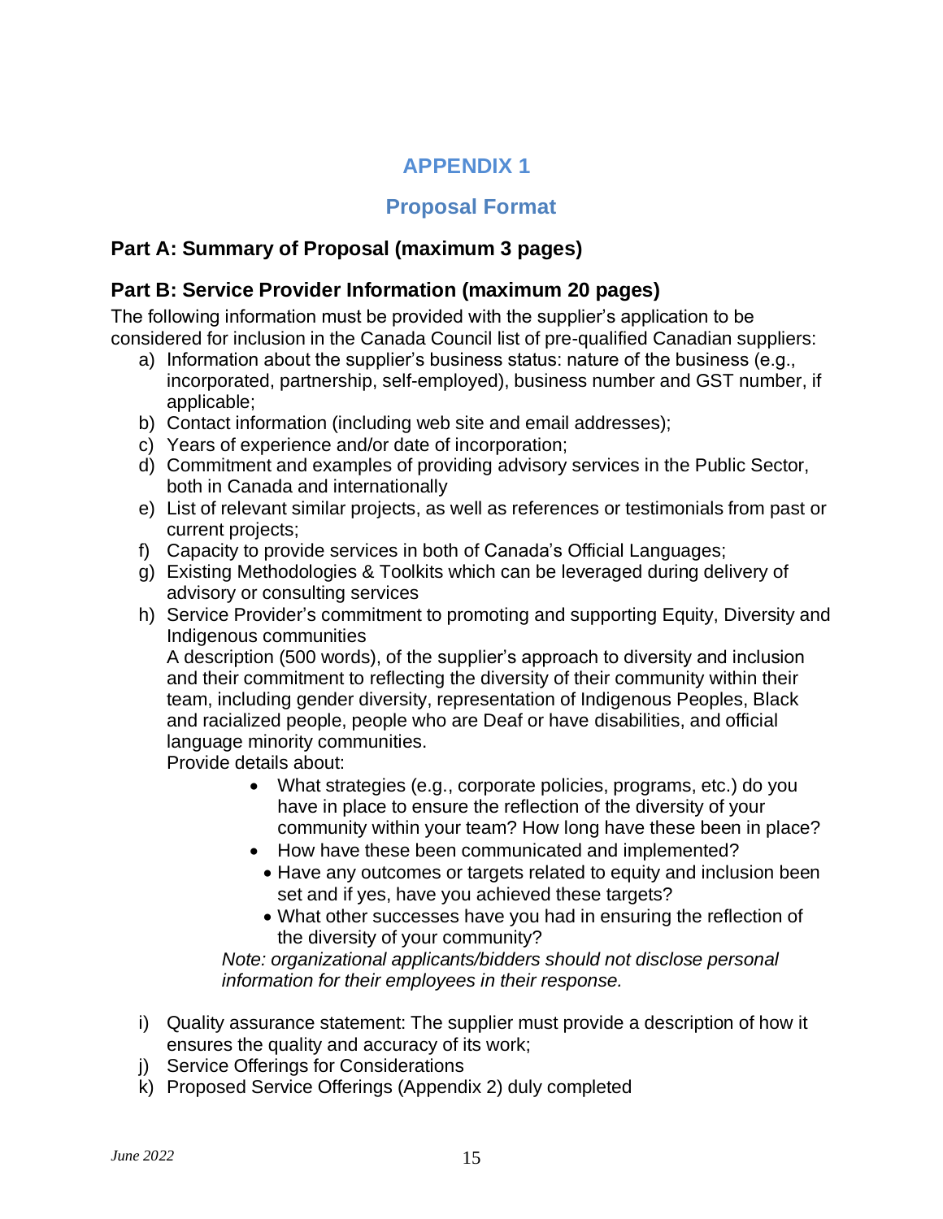# APPENDIX 1

## Proposal Format

### Part A: Summary of Proposal (maximum 3 pages)

### Part B: Service Provider Information (maximum 20 pages)

The following information must be provided with the supplier's application to be considered for inclusion in the Canada Council list of pre-qualified Canadian suppliers:

a) Information about the supplier's business status: nature of the business (e.g., incorporated, partnership, self-employed), business number and GST number, if applicable;
b) Contact information (including web site and email addresses);
c) Years of experience and/or date of incorporation;
d) Commitment and examples of providing advisory services in the Public Sector, both in Canada and internationally
e) List of relevant similar projects, as well as references or testimonials from past or current projects;
f) Capacity to provide services in both of Canada's Official Languages;
g) Existing Methodologies & Toolkits which can be leveraged during delivery of advisory or consulting services
h) Service Provider's commitment to promoting and supporting Equity, Diversity and Indigenous communities
   A description (500 words), of the supplier's approach to diversity and inclusion and their commitment to reflecting the diversity of their community within their team, including gender diversity, representation of Indigenous Peoples, Black and racialized people, people who are Deaf or have disabilities, and official language minority communities.
   Provide details about:
   - What strategies (e.g., corporate policies, programs, etc.) do you have in place to ensure the reflection of the diversity of your community within your team? How long have these been in place?
   - How have these been communicated and implemented?
   - Have any outcomes or targets related to equity and inclusion been set and if yes, have you achieved these targets?
   - What other successes have you had in ensuring the reflection of the diversity of your community?

   *Note: organizational applicants/bidders should not disclose personal information for their employees in their response.*

i) Quality assurance statement: The supplier must provide a description of how it ensures the quality and accuracy of its work;
j) Service Offerings for Considerations
k) Proposed Service Offerings (Appendix 2) duly completed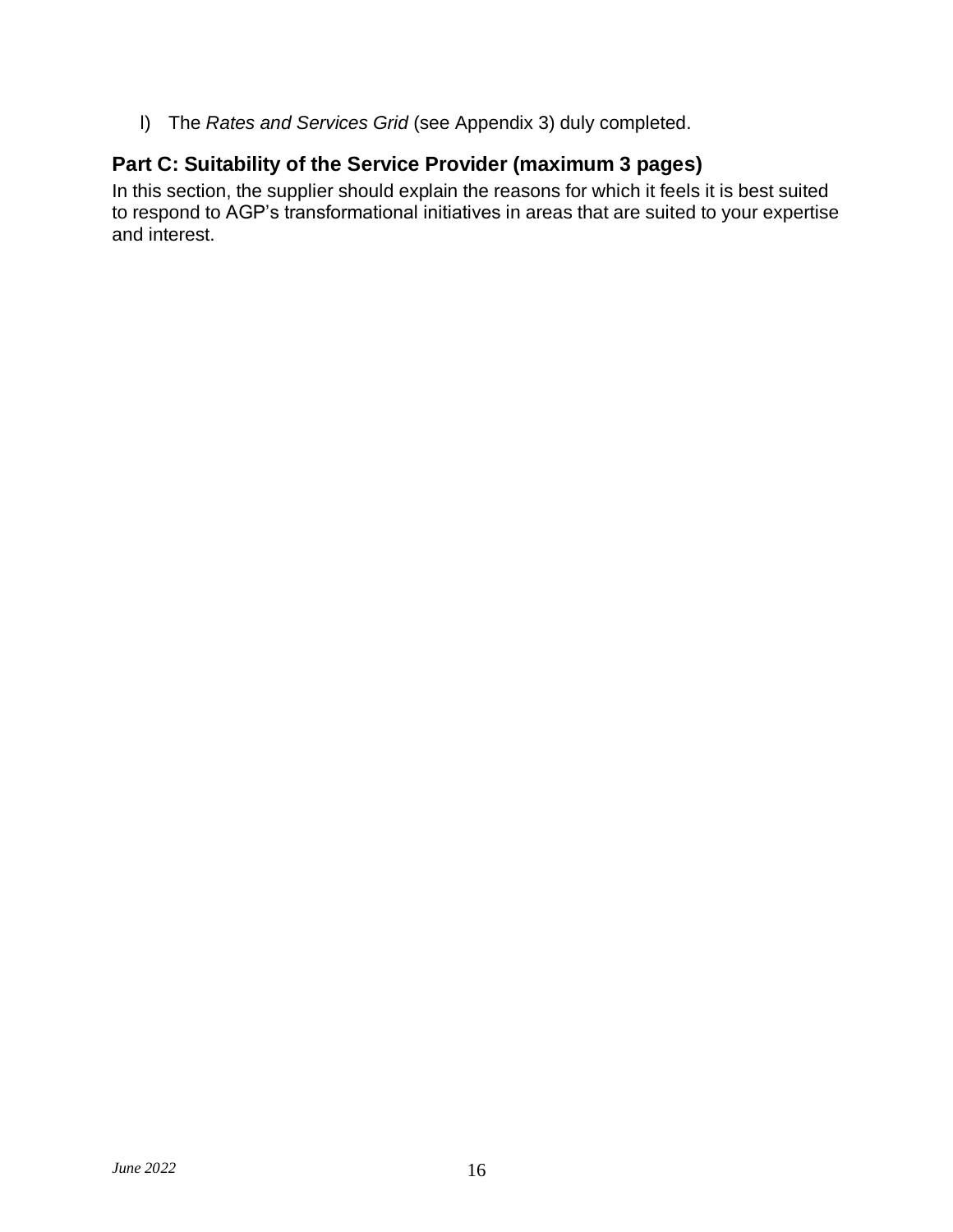l) The *Rates and Services Grid* (see Appendix 3) duly completed.

## Part C: Suitability of the Service Provider (maximum 3 pages)

In this section, the supplier should explain the reasons for which it feels it is best suited to respond to AGP's transformational initiatives in areas that are suited to your expertise and interest.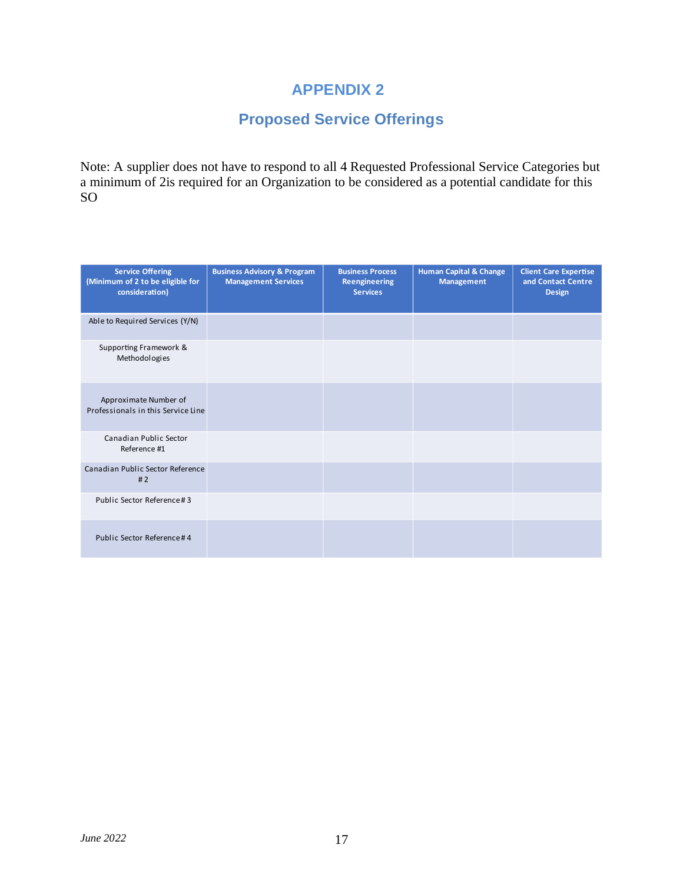# APPENDIX 2

## Proposed Service Offerings

Note: A supplier does not have to respond to all 4 Requested Professional Service Categories but a minimum of 2is required for an Organization to be considered as a potential candidate for this SO

| Service Offering (Minimum of 2 to be eligible for consideration) | Business Advisory & Program Management Services | Business Process Reengineering Services | Human Capital & Change Management | Client Care Expertise and Contact Centre Design |
|---|---|---|---|---|
| Able to Required Services (Y/N) | | | | |
| Supporting Framework & Methodologies | | | | |
| Approximate Number of Professionals in this Service Line | | | | |
| Canadian Public Sector Reference #1 | | | | |
| Canadian Public Sector Reference # 2 | | | | |
| Public Sector Reference # 3 | | | | |
| Public Sector Reference # 4 | | | | |

*June 2022*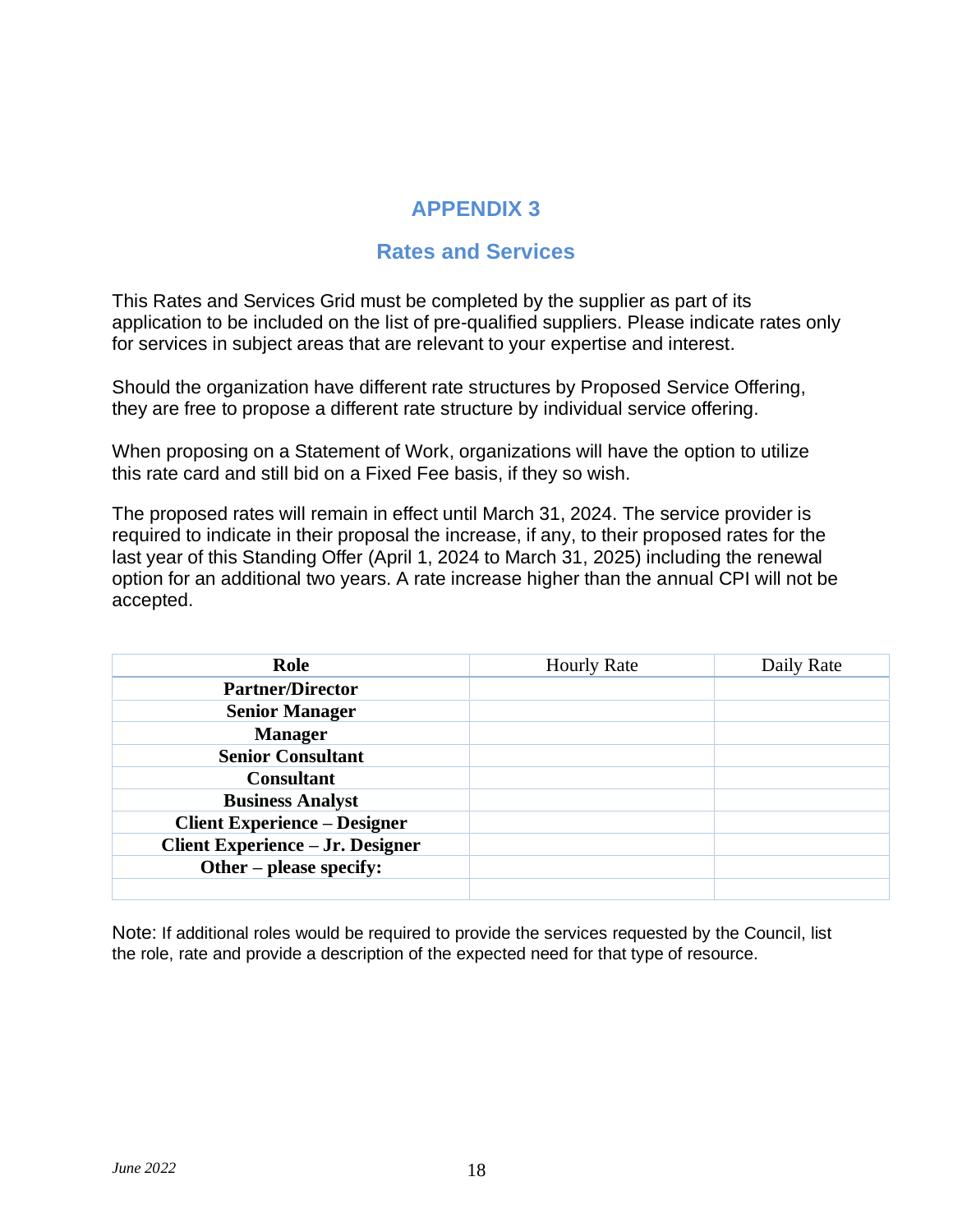# APPENDIX 3

## Rates and Services

This Rates and Services Grid must be completed by the supplier as part of its application to be included on the list of pre-qualified suppliers. Please indicate rates only for services in subject areas that are relevant to your expertise and interest.

Should the organization have different rate structures by Proposed Service Offering, they are free to propose a different rate structure by individual service offering.

When proposing on a Statement of Work, organizations will have the option to utilize this rate card and still bid on a Fixed Fee basis, if they so wish.

The proposed rates will remain in effect until March 31, 2024. The service provider is required to indicate in their proposal the increase, if any, to their proposed rates for the last year of this Standing Offer (April 1, 2024 to March 31, 2025) including the renewal option for an additional two years. A rate increase higher than the annual CPI will not be accepted.

| Role | Hourly Rate | Daily Rate |
|---|---|---|
| **Partner/Director** | | |
| **Senior Manager** | | |
| **Manager** | | |
| **Senior Consultant** | | |
| **Consultant** | | |
| **Business Analyst** | | |
| **Client Experience – Designer** | | |
| **Client Experience – Jr. Designer** | | |
| **Other – please specify:** | | |
| | | |

Note: If additional roles would be required to provide the services requested by the Council, list the role, rate and provide a description of the expected need for that type of resource.